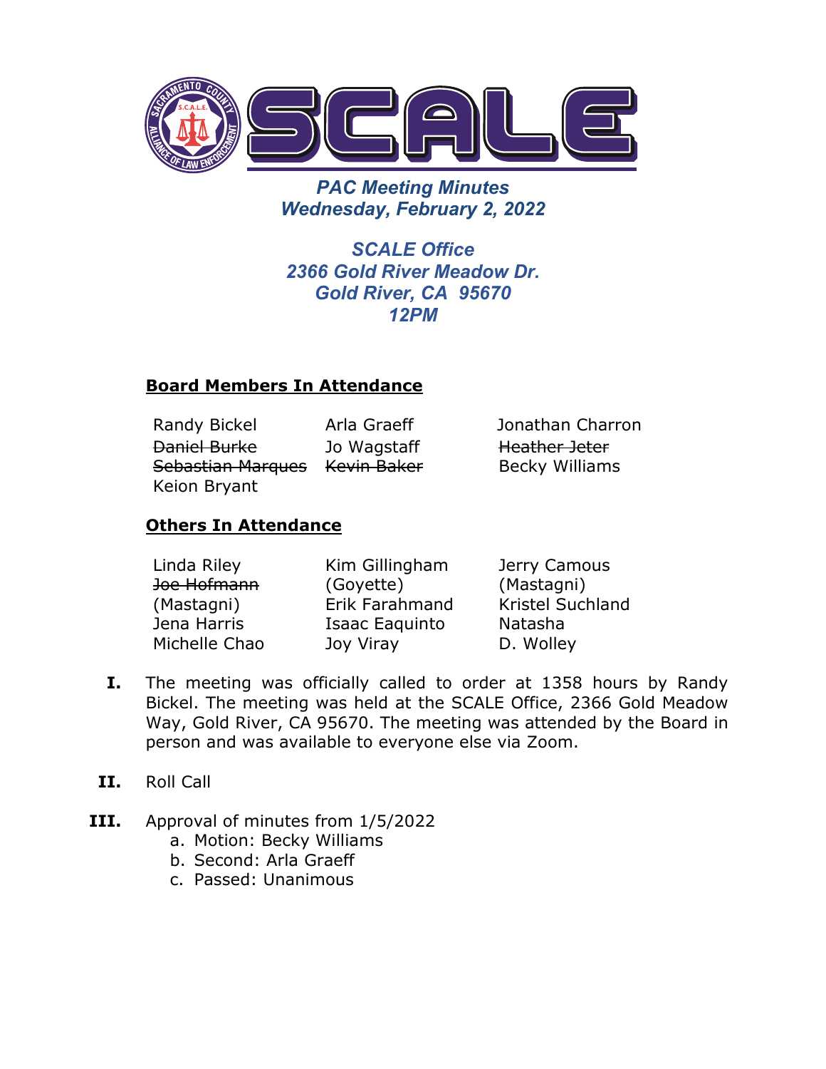# SCALE

***PAC Meeting Minutes***
***Wednesday, February 2, 2022***

***SCALE Office***
***2366 Gold River Meadow Dr.***
***Gold River, CA 95670***
***12PM***

## Board Members In Attendance

| | | |
|---|---|---|
| Randy Bickel | Arla Graeff | Jonathan Charron |
| ~~Daniel Burke~~ | Jo Wagstaff | ~~Heather Jeter~~ |
| ~~Sebastian Marques~~ | ~~Kevin Baker~~ | Becky Williams |
| Keion Bryant | | |

## Others In Attendance

| | | |
|---|---|---|
| Linda Riley | Kim Gillingham (Goyette) | Jerry Camous (Mastagni) |
| ~~Joe Hofmann~~ (Mastagni) | Erik Farahmand | Kristel Suchland |
| Jena Harris | Isaac Eaquinto | Natasha |
| Michelle Chao | Joy Viray | D. Wolley |

**I.** The meeting was officially called to order at 1358 hours by Randy Bickel. The meeting was held at the SCALE Office, 2366 Gold Meadow Way, Gold River, CA 95670. The meeting was attended by the Board in person and was available to everyone else via Zoom.

**II.** Roll Call

**III.** Approval of minutes from 1/5/2022

a. Motion: Becky Williams
b. Second: Arla Graeff
c. Passed: Unanimous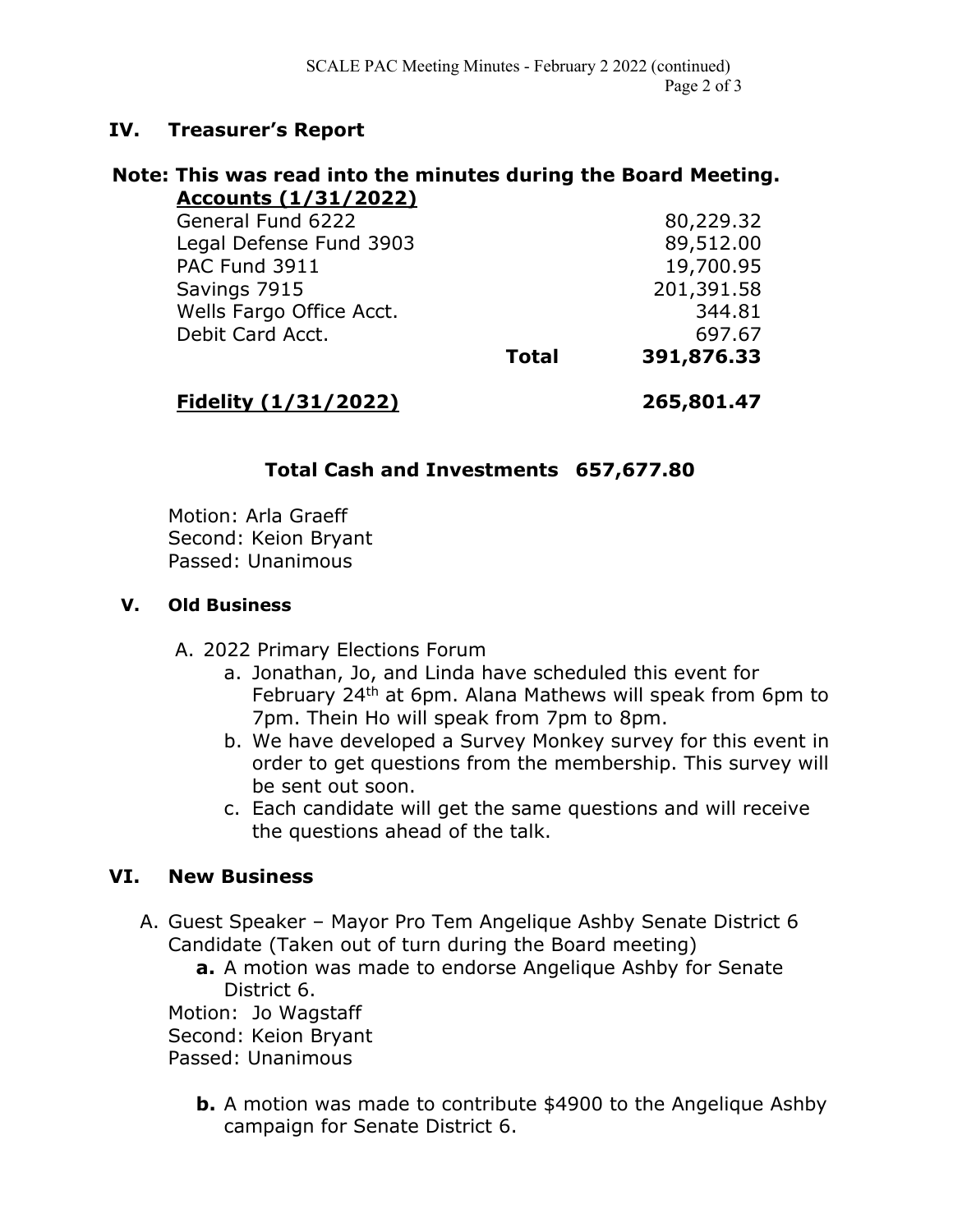## IV. Treasurer's Report

**Note: This was read into the minutes during the Board Meeting.**

**Accounts (1/31/2022)**

| | | |
|---|---|---|
| General Fund 6222 | | 80,229.32 |
| Legal Defense Fund 3903 | | 89,512.00 |
| PAC Fund 3911 | | 19,700.95 |
| Savings 7915 | | 201,391.58 |
| Wells Fargo Office Acct. | | 344.81 |
| Debit Card Acct. | | 697.67 |
| | **Total** | **391,876.33** |
| **Fidelity (1/31/2022)** | | **265,801.47** |

**Total Cash and Investments 657,677.80**

Motion: Arla Graeff
Second: Keion Bryant
Passed: Unanimous

### V. Old Business

A. 2022 Primary Elections Forum

a. Jonathan, Jo, and Linda have scheduled this event for February 24th at 6pm. Alana Mathews will speak from 6pm to 7pm. Thein Ho will speak from 7pm to 8pm.

b. We have developed a Survey Monkey survey for this event in order to get questions from the membership. This survey will be sent out soon.

c. Each candidate will get the same questions and will receive the questions ahead of the talk.

## VI. New Business

A. Guest Speaker – Mayor Pro Tem Angelique Ashby Senate District 6 Candidate (Taken out of turn during the Board meeting)

**a.** A motion was made to endorse Angelique Ashby for Senate District 6.

Motion: Jo Wagstaff
Second: Keion Bryant
Passed: Unanimous

**b.** A motion was made to contribute $4900 to the Angelique Ashby campaign for Senate District 6.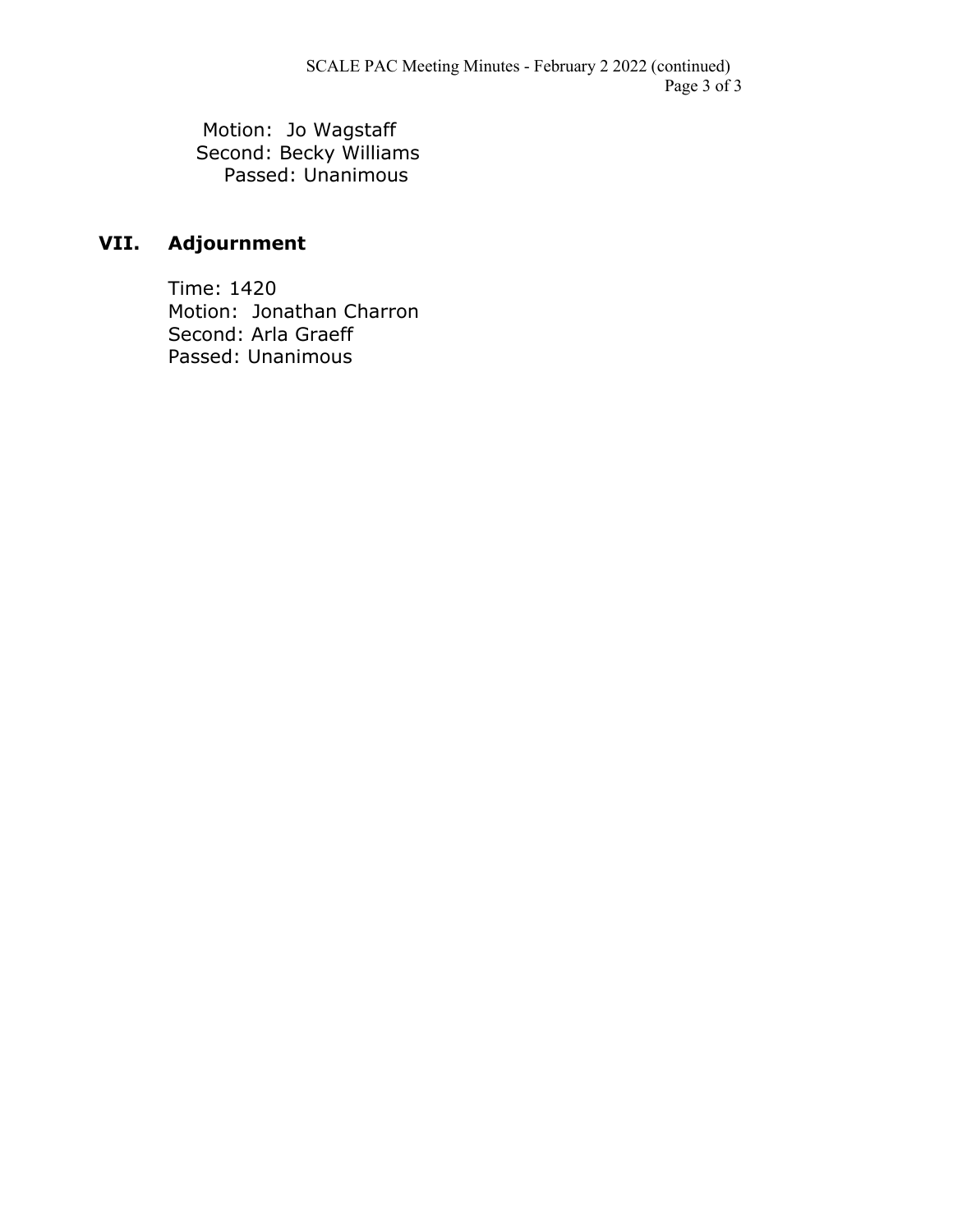Motion: Jo Wagstaff
Second: Becky Williams
Passed: Unanimous

## VII. Adjournment

Time: 1420
Motion: Jonathan Charron
Second: Arla Graeff
Passed: Unanimous